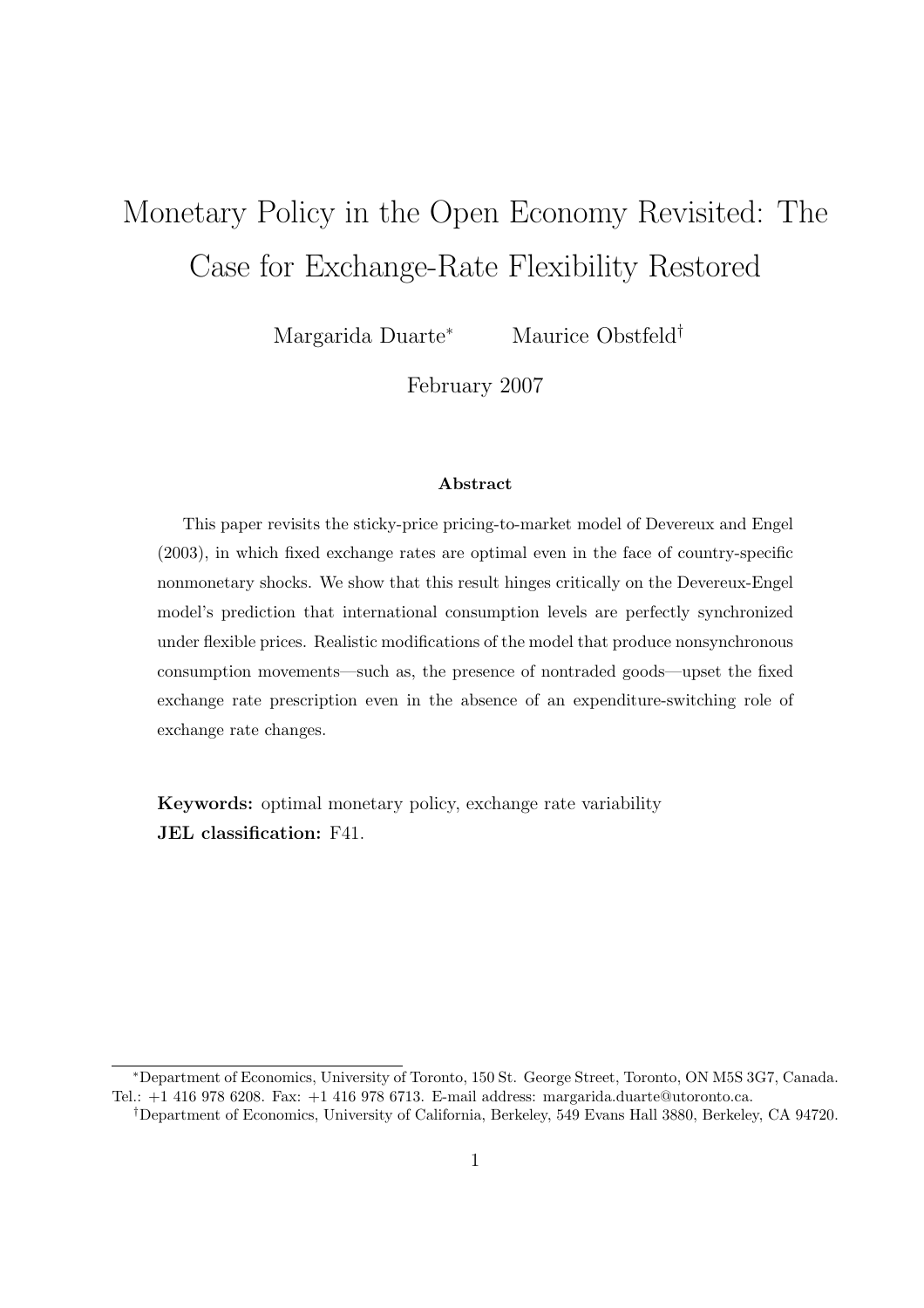# Monetary Policy in the Open Economy Revisited: The Case for Exchange-Rate Flexibility Restored

Margarida Duarte[*] Maurice Obstfeld[†]

February 2007

### Abstract

This paper revisits the sticky-price pricing-to-market model of Devereux and Engel (2003), in which fixed exchange rates are optimal even in the face of country-specific nonmonetary shocks. We show that this result hinges critically on the Devereux-Engel model's prediction that international consumption levels are perfectly synchronized under flexible prices. Realistic modifications of the model that produce nonsynchronous consumption movements—such as, the presence of nontraded goods—upset the fixed exchange rate prescription even in the absence of an expenditure-switching role of exchange rate changes.

**Keywords:** optimal monetary policy, exchange rate variability
**JEL classification:** F41.

[*] Department of Economics, University of Toronto, 150 St. George Street, Toronto, ON M5S 3G7, Canada. Tel.: +1 416 978 6208. Fax: +1 416 978 6713. E-mail address: margarida.duarte@utoronto.ca.

[†] Department of Economics, University of California, Berkeley, 549 Evans Hall 3880, Berkeley, CA 94720.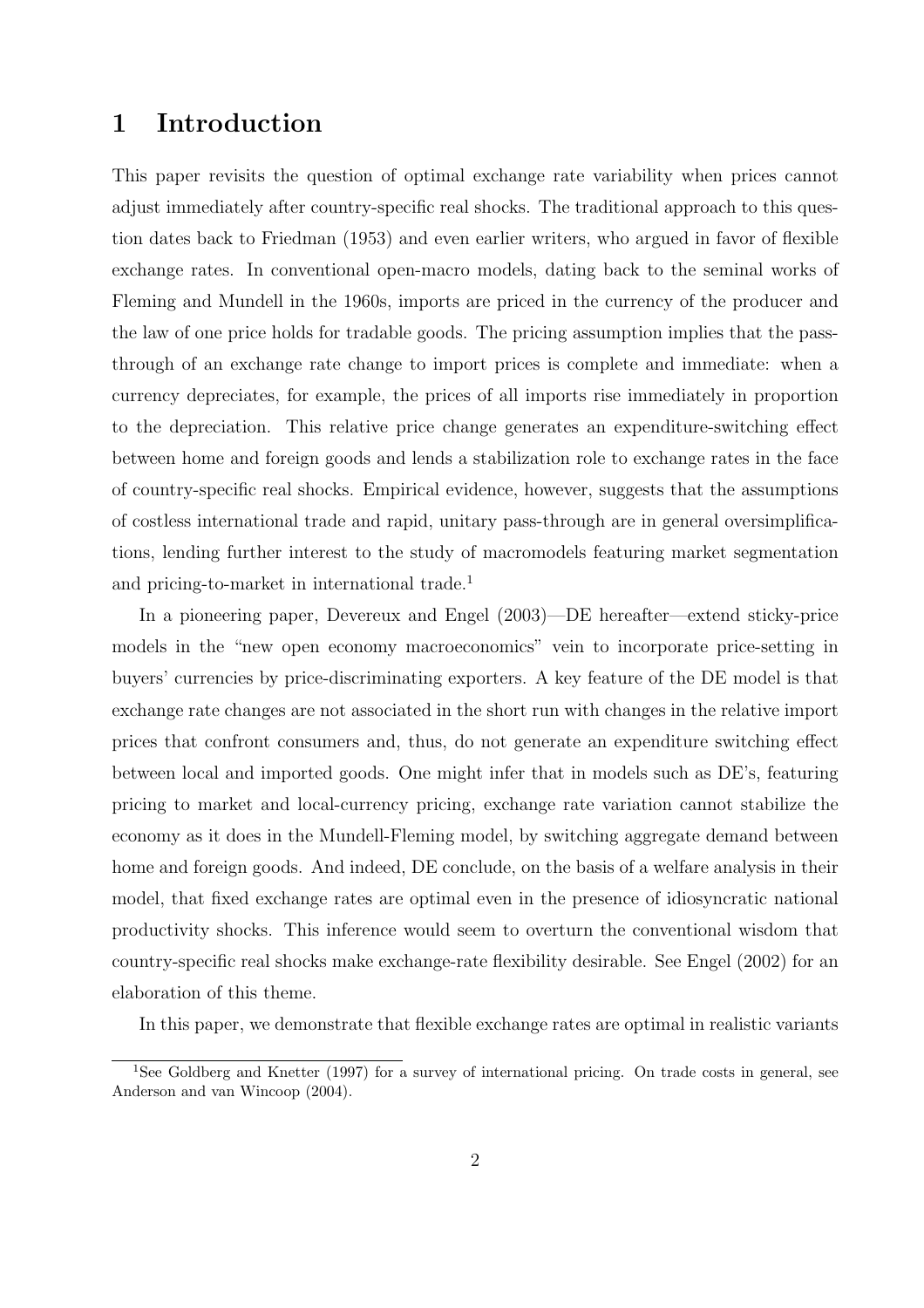# 1 Introduction

This paper revisits the question of optimal exchange rate variability when prices cannot adjust immediately after country-specific real shocks. The traditional approach to this question dates back to Friedman (1953) and even earlier writers, who argued in favor of flexible exchange rates. In conventional open-macro models, dating back to the seminal works of Fleming and Mundell in the 1960s, imports are priced in the currency of the producer and the law of one price holds for tradable goods. The pricing assumption implies that the pass-through of an exchange rate change to import prices is complete and immediate: when a currency depreciates, for example, the prices of all imports rise immediately in proportion to the depreciation. This relative price change generates an expenditure-switching effect between home and foreign goods and lends a stabilization role to exchange rates in the face of country-specific real shocks. Empirical evidence, however, suggests that the assumptions of costless international trade and rapid, unitary pass-through are in general oversimplifications, lending further interest to the study of macromodels featuring market segmentation and pricing-to-market in international trade.[1]

In a pioneering paper, Devereux and Engel (2003)—DE hereafter—extend sticky-price models in the "new open economy macroeconomics" vein to incorporate price-setting in buyers' currencies by price-discriminating exporters. A key feature of the DE model is that exchange rate changes are not associated in the short run with changes in the relative import prices that confront consumers and, thus, do not generate an expenditure switching effect between local and imported goods. One might infer that in models such as DE's, featuring pricing to market and local-currency pricing, exchange rate variation cannot stabilize the economy as it does in the Mundell-Fleming model, by switching aggregate demand between home and foreign goods. And indeed, DE conclude, on the basis of a welfare analysis in their model, that fixed exchange rates are optimal even in the presence of idiosyncratic national productivity shocks. This inference would seem to overturn the conventional wisdom that country-specific real shocks make exchange-rate flexibility desirable. See Engel (2002) for an elaboration of this theme.

In this paper, we demonstrate that flexible exchange rates are optimal in realistic variants

[1] See Goldberg and Knetter (1997) for a survey of international pricing. On trade costs in general, see Anderson and van Wincoop (2004).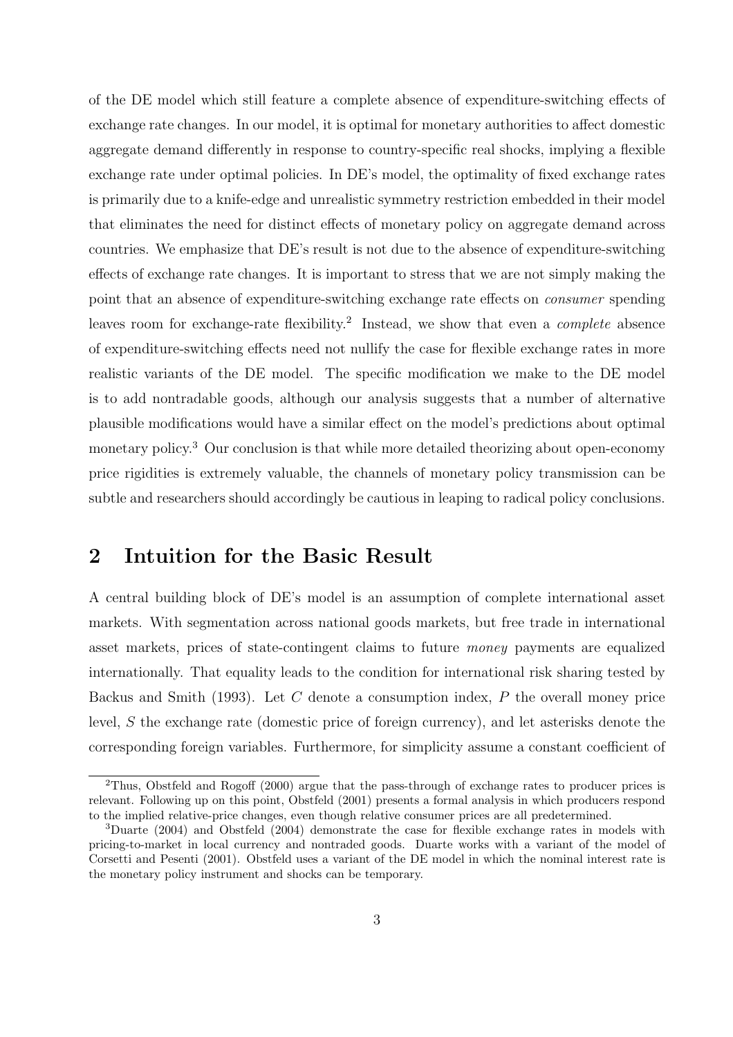of the DE model which still feature a complete absence of expenditure-switching effects of exchange rate changes. In our model, it is optimal for monetary authorities to affect domestic aggregate demand differently in response to country-specific real shocks, implying a flexible exchange rate under optimal policies. In DE's model, the optimality of fixed exchange rates is primarily due to a knife-edge and unrealistic symmetry restriction embedded in their model that eliminates the need for distinct effects of monetary policy on aggregate demand across countries. We emphasize that DE's result is not due to the absence of expenditure-switching effects of exchange rate changes. It is important to stress that we are not simply making the point that an absence of expenditure-switching exchange rate effects on *consumer* spending leaves room for exchange-rate flexibility.[2] Instead, we show that even a *complete* absence of expenditure-switching effects need not nullify the case for flexible exchange rates in more realistic variants of the DE model. The specific modification we make to the DE model is to add nontradable goods, although our analysis suggests that a number of alternative plausible modifications would have a similar effect on the model's predictions about optimal monetary policy.[3] Our conclusion is that while more detailed theorizing about open-economy price rigidities is extremely valuable, the channels of monetary policy transmission can be subtle and researchers should accordingly be cautious in leaping to radical policy conclusions.

## 2 Intuition for the Basic Result

A central building block of DE's model is an assumption of complete international asset markets. With segmentation across national goods markets, but free trade in international asset markets, prices of state-contingent claims to future *money* payments are equalized internationally. That equality leads to the condition for international risk sharing tested by Backus and Smith (1993). Let $C$ denote a consumption index, $P$ the overall money price level, $S$ the exchange rate (domestic price of foreign currency), and let asterisks denote the corresponding foreign variables. Furthermore, for simplicity assume a constant coefficient of

---

[2] Thus, Obstfeld and Rogoff (2000) argue that the pass-through of exchange rates to producer prices is relevant. Following up on this point, Obstfeld (2001) presents a formal analysis in which producers respond to the implied relative-price changes, even though relative consumer prices are all predetermined.

[3] Duarte (2004) and Obstfeld (2004) demonstrate the case for flexible exchange rates in models with pricing-to-market in local currency and nontraded goods. Duarte works with a variant of the model of Corsetti and Pesenti (2001). Obstfeld uses a variant of the DE model in which the nominal interest rate is the monetary policy instrument and shocks can be temporary.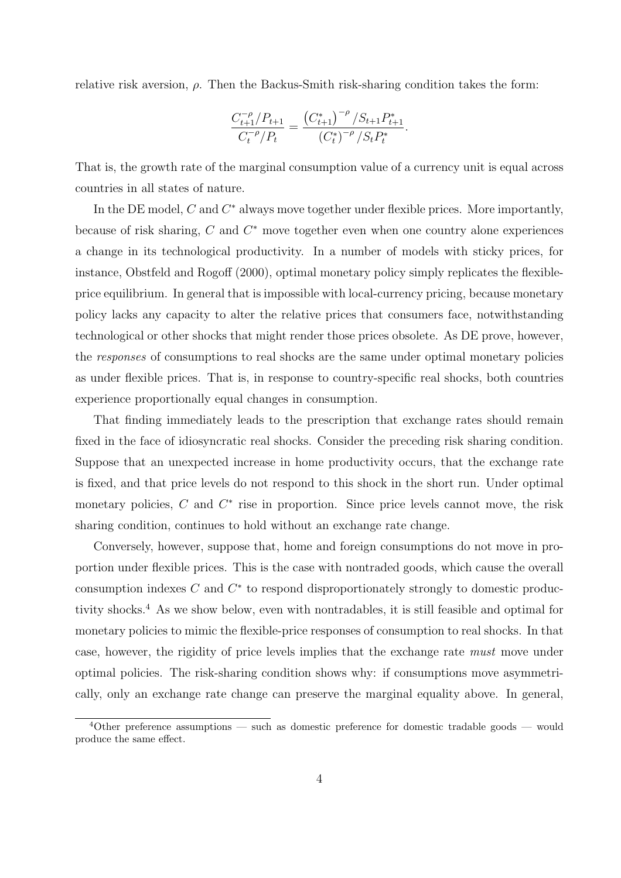relative risk aversion, $\rho$. Then the Backus-Smith risk-sharing condition takes the form:

$$\frac{C_{t+1}^{-\rho}/P_{t+1}}{C_t^{-\rho}/P_t} = \frac{\left(C_{t+1}^{*}\right)^{-\rho}/S_{t+1}P_{t+1}^{*}}{\left(C_t^{*}\right)^{-\rho}/S_tP_t^{*}}.$$

That is, the growth rate of the marginal consumption value of a currency unit is equal across countries in all states of nature.

In the DE model, $C$ and $C^*$ always move together under flexible prices. More importantly, because of risk sharing, $C$ and $C^*$ move together even when one country alone experiences a change in its technological productivity. In a number of models with sticky prices, for instance, Obstfeld and Rogoff (2000), optimal monetary policy simply replicates the flexible-price equilibrium. In general that is impossible with local-currency pricing, because monetary policy lacks any capacity to alter the relative prices that consumers face, notwithstanding technological or other shocks that might render those prices obsolete. As DE prove, however, the *responses* of consumptions to real shocks are the same under optimal monetary policies as under flexible prices. That is, in response to country-specific real shocks, both countries experience proportionally equal changes in consumption.

That finding immediately leads to the prescription that exchange rates should remain fixed in the face of idiosyncratic real shocks. Consider the preceding risk sharing condition. Suppose that an unexpected increase in home productivity occurs, that the exchange rate is fixed, and that price levels do not respond to this shock in the short run. Under optimal monetary policies, $C$ and $C^*$ rise in proportion. Since price levels cannot move, the risk sharing condition, continues to hold without an exchange rate change.

Conversely, however, suppose that, home and foreign consumptions do not move in proportion under flexible prices. This is the case with nontraded goods, which cause the overall consumption indexes $C$ and $C^*$ to respond disproportionately strongly to domestic productivity shocks.[4] As we show below, even with nontradables, it is still feasible and optimal for monetary policies to mimic the flexible-price responses of consumption to real shocks. In that case, however, the rigidity of price levels implies that the exchange rate *must* move under optimal policies. The risk-sharing condition shows why: if consumptions move asymmetrically, only an exchange rate change can preserve the marginal equality above. In general,

[4]Other preference assumptions — such as domestic preference for domestic tradable goods — would produce the same effect.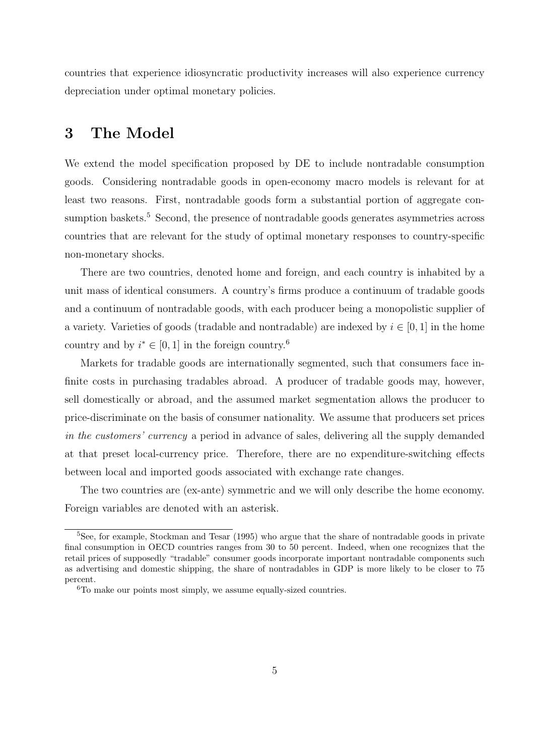countries that experience idiosyncratic productivity increases will also experience currency depreciation under optimal monetary policies.

# 3 The Model

We extend the model specification proposed by DE to include nontradable consumption goods. Considering nontradable goods in open-economy macro models is relevant for at least two reasons. First, nontradable goods form a substantial portion of aggregate consumption baskets.[5] Second, the presence of nontradable goods generates asymmetries across countries that are relevant for the study of optimal monetary responses to country-specific non-monetary shocks.

There are two countries, denoted home and foreign, and each country is inhabited by a unit mass of identical consumers. A country's firms produce a continuum of tradable goods and a continuum of nontradable goods, with each producer being a monopolistic supplier of a variety. Varieties of goods (tradable and nontradable) are indexed by $i \in [0, 1]$ in the home country and by $i^* \in [0, 1]$ in the foreign country.[6]

Markets for tradable goods are internationally segmented, such that consumers face infinite costs in purchasing tradables abroad. A producer of tradable goods may, however, sell domestically or abroad, and the assumed market segmentation allows the producer to price-discriminate on the basis of consumer nationality. We assume that producers set prices *in the customers' currency* a period in advance of sales, delivering all the supply demanded at that preset local-currency price. Therefore, there are no expenditure-switching effects between local and imported goods associated with exchange rate changes.

The two countries are (ex-ante) symmetric and we will only describe the home economy. Foreign variables are denoted with an asterisk.

[5] See, for example, Stockman and Tesar (1995) who argue that the share of nontradable goods in private final consumption in OECD countries ranges from 30 to 50 percent. Indeed, when one recognizes that the retail prices of supposedly "tradable" consumer goods incorporate important nontradable components such as advertising and domestic shipping, the share of nontradables in GDP is more likely to be closer to 75 percent.

[6] To make our points most simply, we assume equally-sized countries.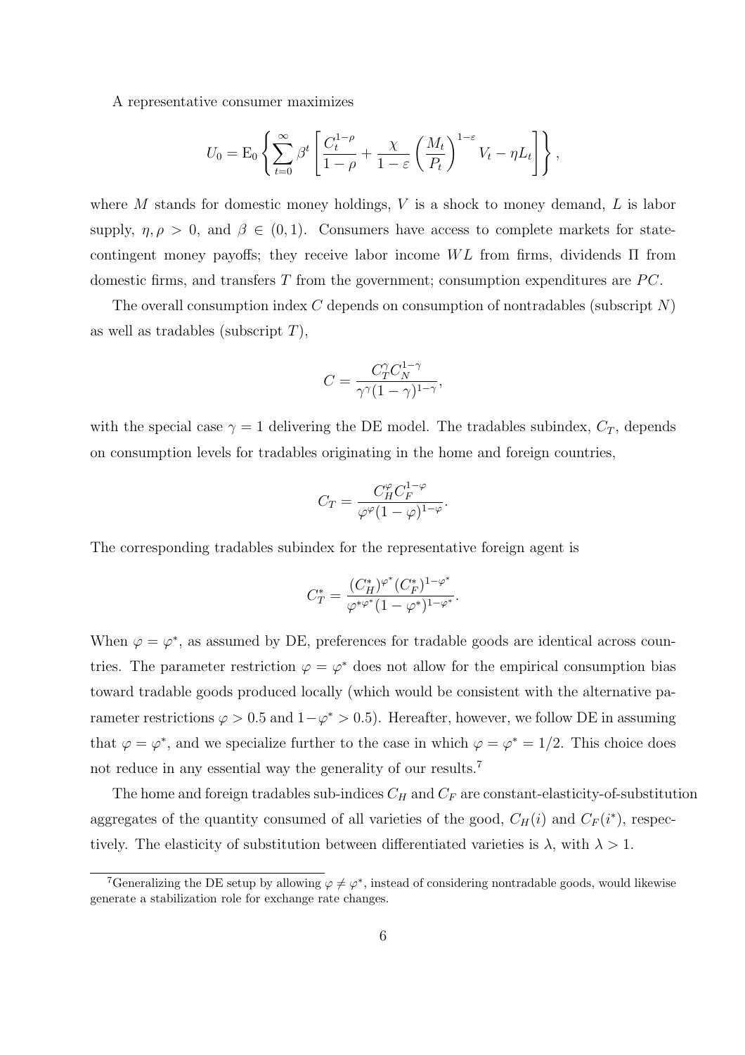A representative consumer maximizes

$$U_0 = \mathrm{E}_0 \left\{ \sum_{t=0}^{\infty} \beta^t \left[ \frac{C_t^{1-\rho}}{1-\rho} + \frac{\chi}{1-\varepsilon} \left( \frac{M_t}{P_t} \right)^{1-\varepsilon} V_t - \eta L_t \right] \right\},$$

where $M$ stands for domestic money holdings, $V$ is a shock to money demand, $L$ is labor supply, $\eta, \rho > 0$, and $\beta \in (0,1)$. Consumers have access to complete markets for state-contingent money payoffs; they receive labor income $WL$ from firms, dividends $\Pi$ from domestic firms, and transfers $T$ from the government; consumption expenditures are $PC$.

The overall consumption index $C$ depends on consumption of nontradables (subscript $N$) as well as tradables (subscript $T$),

$$C = \frac{C_T^{\gamma} C_N^{1-\gamma}}{\gamma^{\gamma}(1-\gamma)^{1-\gamma}},$$

with the special case $\gamma = 1$ delivering the DE model. The tradables subindex, $C_T$, depends on consumption levels for tradables originating in the home and foreign countries,

$$C_T = \frac{C_H^{\varphi} C_F^{1-\varphi}}{\varphi^{\varphi}(1-\varphi)^{1-\varphi}}.$$

The corresponding tradables subindex for the representative foreign agent is

$$C_T^{*} = \frac{(C_H^{*})^{\varphi^{*}} (C_F^{*})^{1-\varphi^{*}}}{\varphi^{*\varphi^{*}}(1-\varphi^{*})^{1-\varphi^{*}}}.$$

When $\varphi = \varphi^{*}$, as assumed by DE, preferences for tradable goods are identical across countries. The parameter restriction $\varphi = \varphi^{*}$ does not allow for the empirical consumption bias toward tradable goods produced locally (which would be consistent with the alternative parameter restrictions $\varphi > 0.5$ and $1-\varphi^{*} > 0.5$). Hereafter, however, we follow DE in assuming that $\varphi = \varphi^{*}$, and we specialize further to the case in which $\varphi = \varphi^{*} = 1/2$. This choice does not reduce in any essential way the generality of our results.[7]

The home and foreign tradables sub-indices $C_H$ and $C_F$ are constant-elasticity-of-substitution aggregates of the quantity consumed of all varieties of the good, $C_H(i)$ and $C_F(i^{*})$, respectively. The elasticity of substitution between differentiated varieties is $\lambda$, with $\lambda > 1$.

[7] Generalizing the DE setup by allowing $\varphi \neq \varphi^{*}$, instead of considering nontradable goods, would likewise generate a stabilization role for exchange rate changes.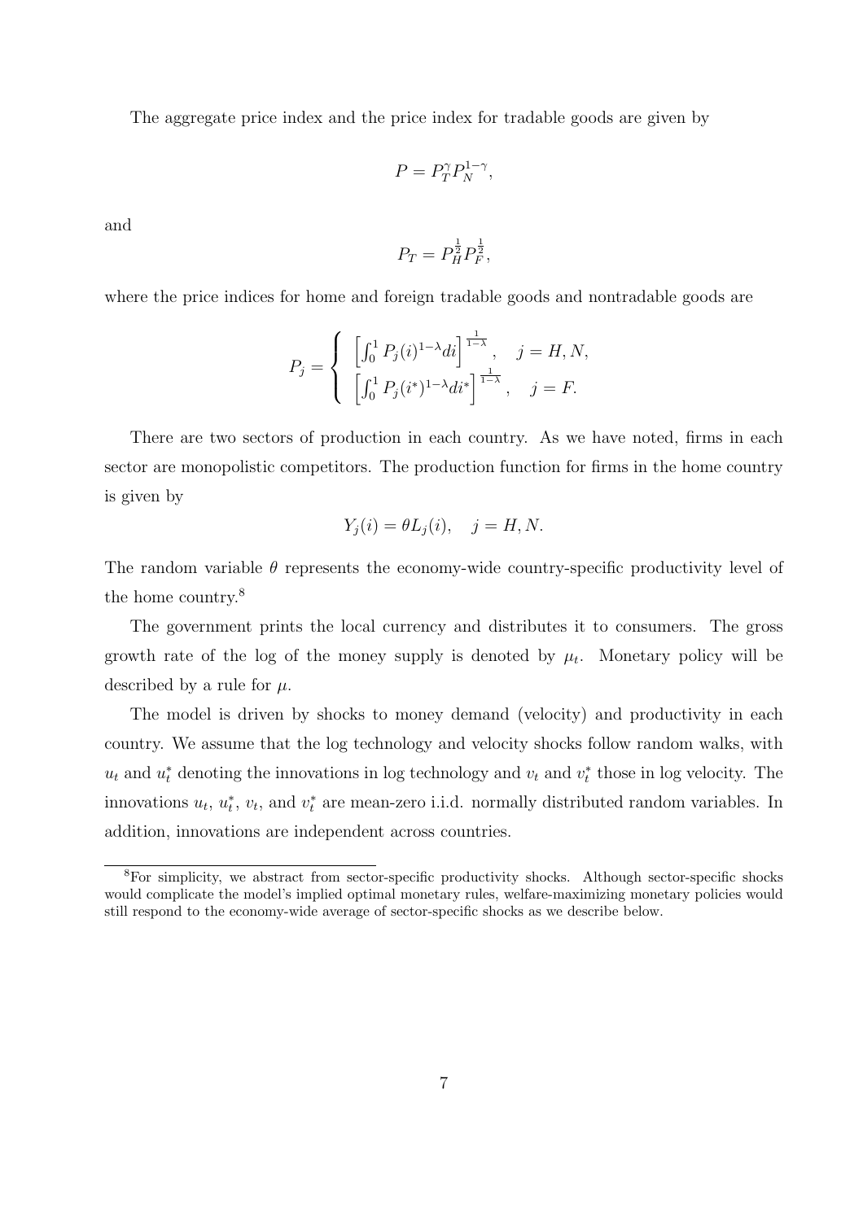The aggregate price index and the price index for tradable goods are given by

$$P = P_T^{\gamma} P_N^{1-\gamma},$$

and

$$P_T = P_H^{\frac{1}{2}} P_F^{\frac{1}{2}},$$

where the price indices for home and foreign tradable goods and nontradable goods are

$$P_j = \begin{cases} \left[\int_0^1 P_j(i)^{1-\lambda} di\right]^{\frac{1}{1-\lambda}}, & j = H, N, \\ \left[\int_0^1 P_j(i^*)^{1-\lambda} di^*\right]^{\frac{1}{1-\lambda}}, & j = F. \end{cases}$$

There are two sectors of production in each country. As we have noted, firms in each sector are monopolistic competitors. The production function for firms in the home country is given by

$$Y_j(i) = \theta L_j(i), \quad j = H, N.$$

The random variable $\theta$ represents the economy-wide country-specific productivity level of the home country.[8]

The government prints the local currency and distributes it to consumers. The gross growth rate of the log of the money supply is denoted by $\mu_t$. Monetary policy will be described by a rule for $\mu$.

The model is driven by shocks to money demand (velocity) and productivity in each country. We assume that the log technology and velocity shocks follow random walks, with $u_t$ and $u_t^*$ denoting the innovations in log technology and $v_t$ and $v_t^*$ those in log velocity. The innovations $u_t$, $u_t^*$, $v_t$, and $v_t^*$ are mean-zero i.i.d. normally distributed random variables. In addition, innovations are independent across countries.

---

[8]For simplicity, we abstract from sector-specific productivity shocks. Although sector-specific shocks would complicate the model's implied optimal monetary rules, welfare-maximizing monetary policies would still respond to the economy-wide average of sector-specific shocks as we describe below.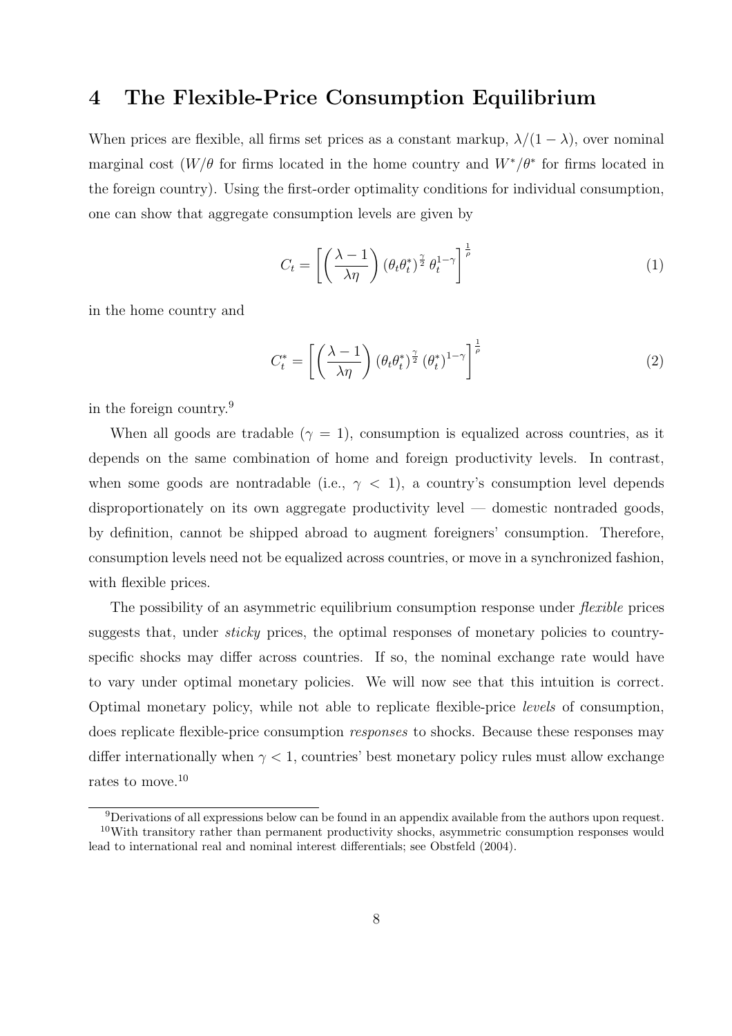## 4 The Flexible-Price Consumption Equilibrium

When prices are flexible, all firms set prices as a constant markup, $\lambda/(1-\lambda)$, over nominal marginal cost ($W/\theta$ for firms located in the home country and $W^*/\theta^*$ for firms located in the foreign country). Using the first-order optimality conditions for individual consumption, one can show that aggregate consumption levels are given by

$$C_t = \left[ \left( \frac{\lambda - 1}{\lambda \eta} \right) (\theta_t \theta_t^*)^{\frac{\gamma}{2}} \, \theta_t^{1-\gamma} \right]^{\frac{1}{\rho}} \tag{1}$$

in the home country and

$$C_t^* = \left[ \left( \frac{\lambda - 1}{\lambda \eta} \right) (\theta_t \theta_t^*)^{\frac{\gamma}{2}} \, (\theta_t^*)^{1-\gamma} \right]^{\frac{1}{\rho}} \tag{2}$$

in the foreign country.[9]

When all goods are tradable ($\gamma = 1$), consumption is equalized across countries, as it depends on the same combination of home and foreign productivity levels. In contrast, when some goods are nontradable (i.e., $\gamma < 1$), a country's consumption level depends disproportionately on its own aggregate productivity level — domestic nontraded goods, by definition, cannot be shipped abroad to augment foreigners' consumption. Therefore, consumption levels need not be equalized across countries, or move in a synchronized fashion, with flexible prices.

The possibility of an asymmetric equilibrium consumption response under *flexible* prices suggests that, under *sticky* prices, the optimal responses of monetary policies to country-specific shocks may differ across countries. If so, the nominal exchange rate would have to vary under optimal monetary policies. We will now see that this intuition is correct. Optimal monetary policy, while not able to replicate flexible-price *levels* of consumption, does replicate flexible-price consumption *responses* to shocks. Because these responses may differ internationally when $\gamma < 1$, countries' best monetary policy rules must allow exchange rates to move.[10]

---

[9] Derivations of all expressions below can be found in an appendix available from the authors upon request.

[10] With transitory rather than permanent productivity shocks, asymmetric consumption responses would lead to international real and nominal interest differentials; see Obstfeld (2004).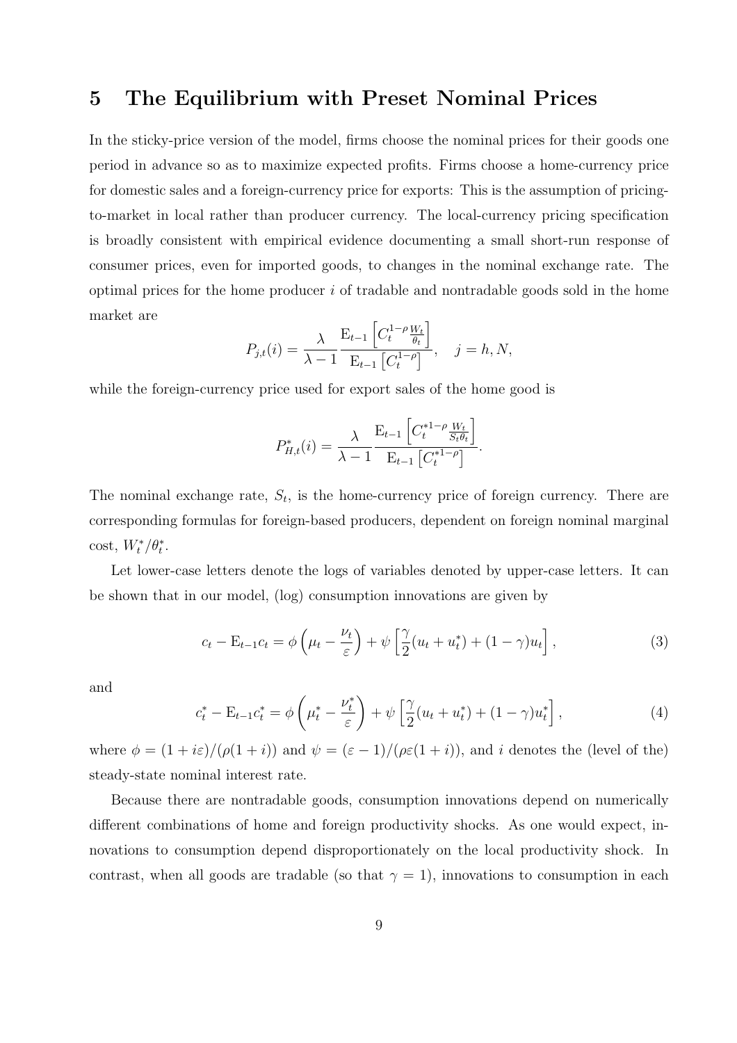# 5 The Equilibrium with Preset Nominal Prices

In the sticky-price version of the model, firms choose the nominal prices for their goods one period in advance so as to maximize expected profits. Firms choose a home-currency price for domestic sales and a foreign-currency price for exports: This is the assumption of pricing-to-market in local rather than producer currency. The local-currency pricing specification is broadly consistent with empirical evidence documenting a small short-run response of consumer prices, even for imported goods, to changes in the nominal exchange rate. The optimal prices for the home producer $i$ of tradable and nontradable goods sold in the home market are

$$P_{j,t}(i) = \frac{\lambda}{\lambda - 1} \frac{\mathrm{E}_{t-1}\left[C_t^{1-\rho}\frac{W_t}{\theta_t}\right]}{\mathrm{E}_{t-1}\left[C_t^{1-\rho}\right]}, \quad j = h, N,$$

while the foreign-currency price used for export sales of the home good is

$$P_{H,t}^{*}(i) = \frac{\lambda}{\lambda - 1} \frac{\mathrm{E}_{t-1}\left[C_t^{*1-\rho}\frac{W_t}{S_t\theta_t}\right]}{\mathrm{E}_{t-1}\left[C_t^{*1-\rho}\right]}.$$

The nominal exchange rate, $S_t$, is the home-currency price of foreign currency. There are corresponding formulas for foreign-based producers, dependent on foreign nominal marginal cost, $W_t^*/\theta_t^*$.

Let lower-case letters denote the logs of variables denoted by upper-case letters. It can be shown that in our model, (log) consumption innovations are given by

$$c_t - \mathrm{E}_{t-1}c_t = \phi\left(\mu_t - \frac{\nu_t}{\varepsilon}\right) + \psi\left[\frac{\gamma}{2}(u_t + u_t^*) + (1-\gamma)u_t\right], \tag{3}$$

and

$$c_t^* - \mathrm{E}_{t-1}c_t^* = \phi\left(\mu_t^* - \frac{\nu_t^*}{\varepsilon}\right) + \psi\left[\frac{\gamma}{2}(u_t + u_t^*) + (1-\gamma)u_t^*\right], \tag{4}$$

where $\phi = (1 + i\varepsilon)/(\rho(1 + i))$ and $\psi = (\varepsilon - 1)/(\rho\varepsilon(1 + i))$, and $i$ denotes the (level of the) steady-state nominal interest rate.

Because there are nontradable goods, consumption innovations depend on numerically different combinations of home and foreign productivity shocks. As one would expect, innovations to consumption depend disproportionately on the local productivity shock. In contrast, when all goods are tradable (so that $\gamma = 1$), innovations to consumption in each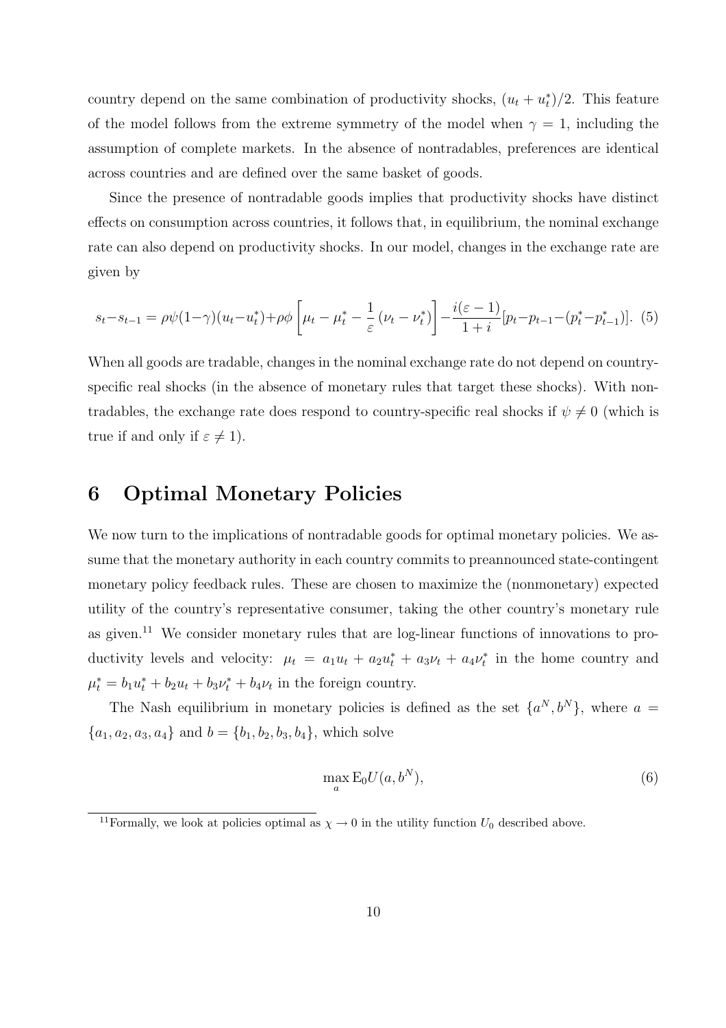country depend on the same combination of productivity shocks, $(u_t + u_t^*)/2$. This feature of the model follows from the extreme symmetry of the model when $\gamma = 1$, including the assumption of complete markets. In the absence of nontradables, preferences are identical across countries and are defined over the same basket of goods.

Since the presence of nontradable goods implies that productivity shocks have distinct effects on consumption across countries, it follows that, in equilibrium, the nominal exchange rate can also depend on productivity shocks. In our model, changes in the exchange rate are given by

$$s_t - s_{t-1} = \rho\psi(1-\gamma)(u_t - u_t^*) + \rho\phi\left[\mu_t - \mu_t^* - \frac{1}{\varepsilon}\left(\nu_t - \nu_t^*\right)\right] - \frac{i(\varepsilon-1)}{1+i}[p_t - p_{t-1} - (p_t^* - p_{t-1}^*)]. \quad (5)$$

When all goods are tradable, changes in the nominal exchange rate do not depend on country-specific real shocks (in the absence of monetary rules that target these shocks). With nontradables, the exchange rate does respond to country-specific real shocks if $\psi \neq 0$ (which is true if and only if $\varepsilon \neq 1$).

## 6 Optimal Monetary Policies

We now turn to the implications of nontradable goods for optimal monetary policies. We assume that the monetary authority in each country commits to preannounced state-contingent monetary policy feedback rules. These are chosen to maximize the (nonmonetary) expected utility of the country's representative consumer, taking the other country's monetary rule as given.[11] We consider monetary rules that are log-linear functions of innovations to productivity levels and velocity: $\mu_t = a_1 u_t + a_2 u_t^* + a_3 \nu_t + a_4 \nu_t^*$ in the home country and $\mu_t^* = b_1 u_t^* + b_2 u_t + b_3 \nu_t^* + b_4 \nu_t$ in the foreign country.

The Nash equilibrium in monetary policies is defined as the set $\{a^N, b^N\}$, where $a = \{a_1, a_2, a_3, a_4\}$ and $b = \{b_1, b_2, b_3, b_4\}$, which solve

$$\max_a \mathrm{E}_0 U(a, b^N), \quad (6)$$

[11] Formally, we look at policies optimal as $\chi \to 0$ in the utility function $U_0$ described above.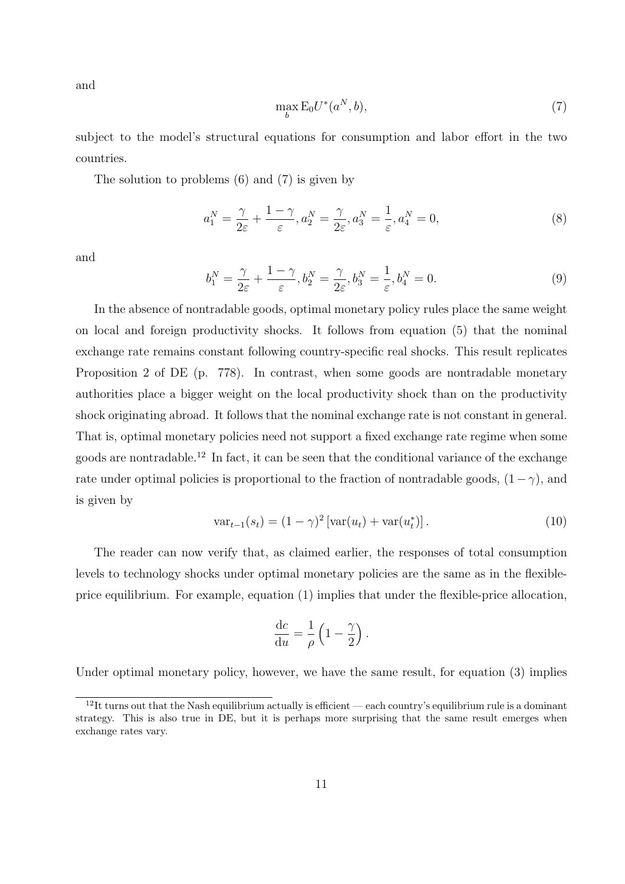and

$$\max_b \mathrm{E}_0 U^*(a^N, b), \tag{7}$$

subject to the model's structural equations for consumption and labor effort in the two countries.

The solution to problems (6) and (7) is given by

$$a_1^N = \frac{\gamma}{2\varepsilon} + \frac{1-\gamma}{\varepsilon}, a_2^N = \frac{\gamma}{2\varepsilon}, a_3^N = \frac{1}{\varepsilon}, a_4^N = 0, \tag{8}$$

and

$$b_1^N = \frac{\gamma}{2\varepsilon} + \frac{1-\gamma}{\varepsilon}, b_2^N = \frac{\gamma}{2\varepsilon}, b_3^N = \frac{1}{\varepsilon}, b_4^N = 0. \tag{9}$$

In the absence of nontradable goods, optimal monetary policy rules place the same weight on local and foreign productivity shocks. It follows from equation (5) that the nominal exchange rate remains constant following country-specific real shocks. This result replicates Proposition 2 of DE (p. 778). In contrast, when some goods are nontradable monetary authorities place a bigger weight on the local productivity shock than on the productivity shock originating abroad. It follows that the nominal exchange rate is not constant in general. That is, optimal monetary policies need not support a fixed exchange rate regime when some goods are nontradable.[12] In fact, it can be seen that the conditional variance of the exchange rate under optimal policies is proportional to the fraction of nontradable goods, $(1-\gamma)$, and is given by

$$\mathrm{var}_{t-1}(s_t) = (1-\gamma)^2 \left[\mathrm{var}(u_t) + \mathrm{var}(u_t^*)\right]. \tag{10}$$

The reader can now verify that, as claimed earlier, the responses of total consumption levels to technology shocks under optimal monetary policies are the same as in the flexible-price equilibrium. For example, equation (1) implies that under the flexible-price allocation,

$$\frac{\mathrm{d}c}{\mathrm{d}u} = \frac{1}{\rho}\left(1 - \frac{\gamma}{2}\right).$$

Under optimal monetary policy, however, we have the same result, for equation (3) implies

[12] It turns out that the Nash equilibrium actually is efficient — each country's equilibrium rule is a dominant strategy. This is also true in DE, but it is perhaps more surprising that the same result emerges when exchange rates vary.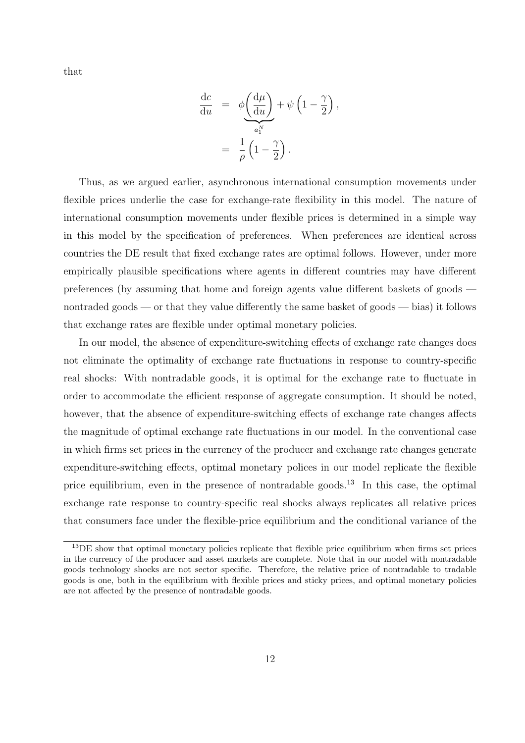that

$$
\begin{aligned}
\frac{\mathrm{d}c}{\mathrm{d}u} &= \phi \underbrace{\left(\frac{\mathrm{d}\mu}{\mathrm{d}u}\right)}_{a_1^N} + \psi \left(1 - \frac{\gamma}{2}\right), \\
&= \frac{1}{\rho}\left(1 - \frac{\gamma}{2}\right).
\end{aligned}
$$

Thus, as we argued earlier, asynchronous international consumption movements under flexible prices underlie the case for exchange-rate flexibility in this model. The nature of international consumption movements under flexible prices is determined in a simple way in this model by the specification of preferences. When preferences are identical across countries the DE result that fixed exchange rates are optimal follows. However, under more empirically plausible specifications where agents in different countries may have different preferences (by assuming that home and foreign agents value different baskets of goods — nontraded goods — or that they value differently the same basket of goods — bias) it follows that exchange rates are flexible under optimal monetary policies.

In our model, the absence of expenditure-switching effects of exchange rate changes does not eliminate the optimality of exchange rate fluctuations in response to country-specific real shocks: With nontradable goods, it is optimal for the exchange rate to fluctuate in order to accommodate the efficient response of aggregate consumption. It should be noted, however, that the absence of expenditure-switching effects of exchange rate changes affects the magnitude of optimal exchange rate fluctuations in our model. In the conventional case in which firms set prices in the currency of the producer and exchange rate changes generate expenditure-switching effects, optimal monetary polices in our model replicate the flexible price equilibrium, even in the presence of nontradable goods.[13] In this case, the optimal exchange rate response to country-specific real shocks always replicates all relative prices that consumers face under the flexible-price equilibrium and the conditional variance of the

[13] DE show that optimal monetary policies replicate that flexible price equilibrium when firms set prices in the currency of the producer and asset markets are complete. Note that in our model with nontradable goods technology shocks are not sector specific. Therefore, the relative price of nontradable to tradable goods is one, both in the equilibrium with flexible prices and sticky prices, and optimal monetary policies are not affected by the presence of nontradable goods.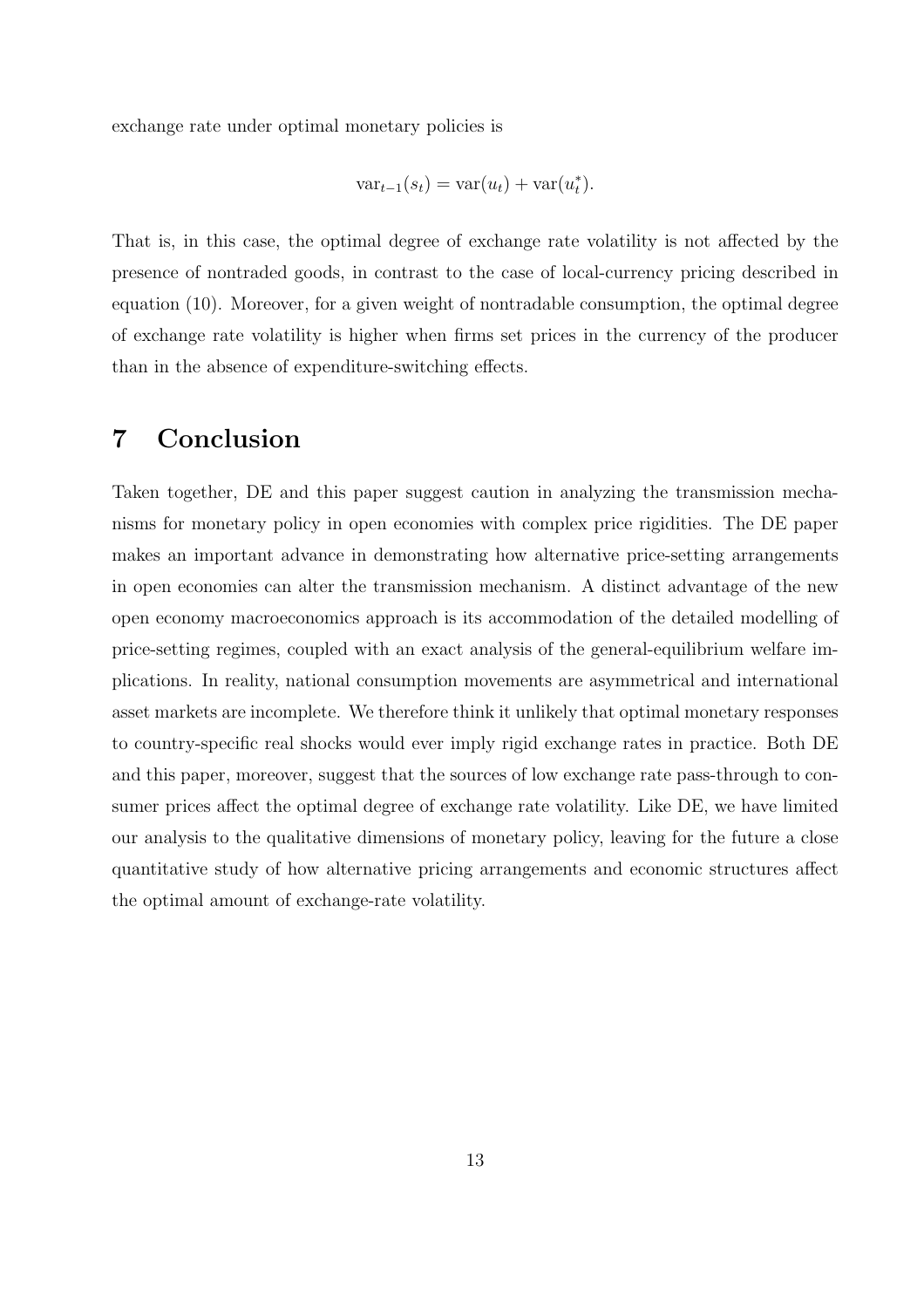exchange rate under optimal monetary policies is

$$\text{var}_{t-1}(s_t) = \text{var}(u_t) + \text{var}(u_t^*).$$

That is, in this case, the optimal degree of exchange rate volatility is not affected by the presence of nontraded goods, in contrast to the case of local-currency pricing described in equation (10). Moreover, for a given weight of nontradable consumption, the optimal degree of exchange rate volatility is higher when firms set prices in the currency of the producer than in the absence of expenditure-switching effects.

# 7 Conclusion

Taken together, DE and this paper suggest caution in analyzing the transmission mechanisms for monetary policy in open economies with complex price rigidities. The DE paper makes an important advance in demonstrating how alternative price-setting arrangements in open economies can alter the transmission mechanism. A distinct advantage of the new open economy macroeconomics approach is its accommodation of the detailed modelling of price-setting regimes, coupled with an exact analysis of the general-equilibrium welfare implications. In reality, national consumption movements are asymmetrical and international asset markets are incomplete. We therefore think it unlikely that optimal monetary responses to country-specific real shocks would ever imply rigid exchange rates in practice. Both DE and this paper, moreover, suggest that the sources of low exchange rate pass-through to consumer prices affect the optimal degree of exchange rate volatility. Like DE, we have limited our analysis to the qualitative dimensions of monetary policy, leaving for the future a close quantitative study of how alternative pricing arrangements and economic structures affect the optimal amount of exchange-rate volatility.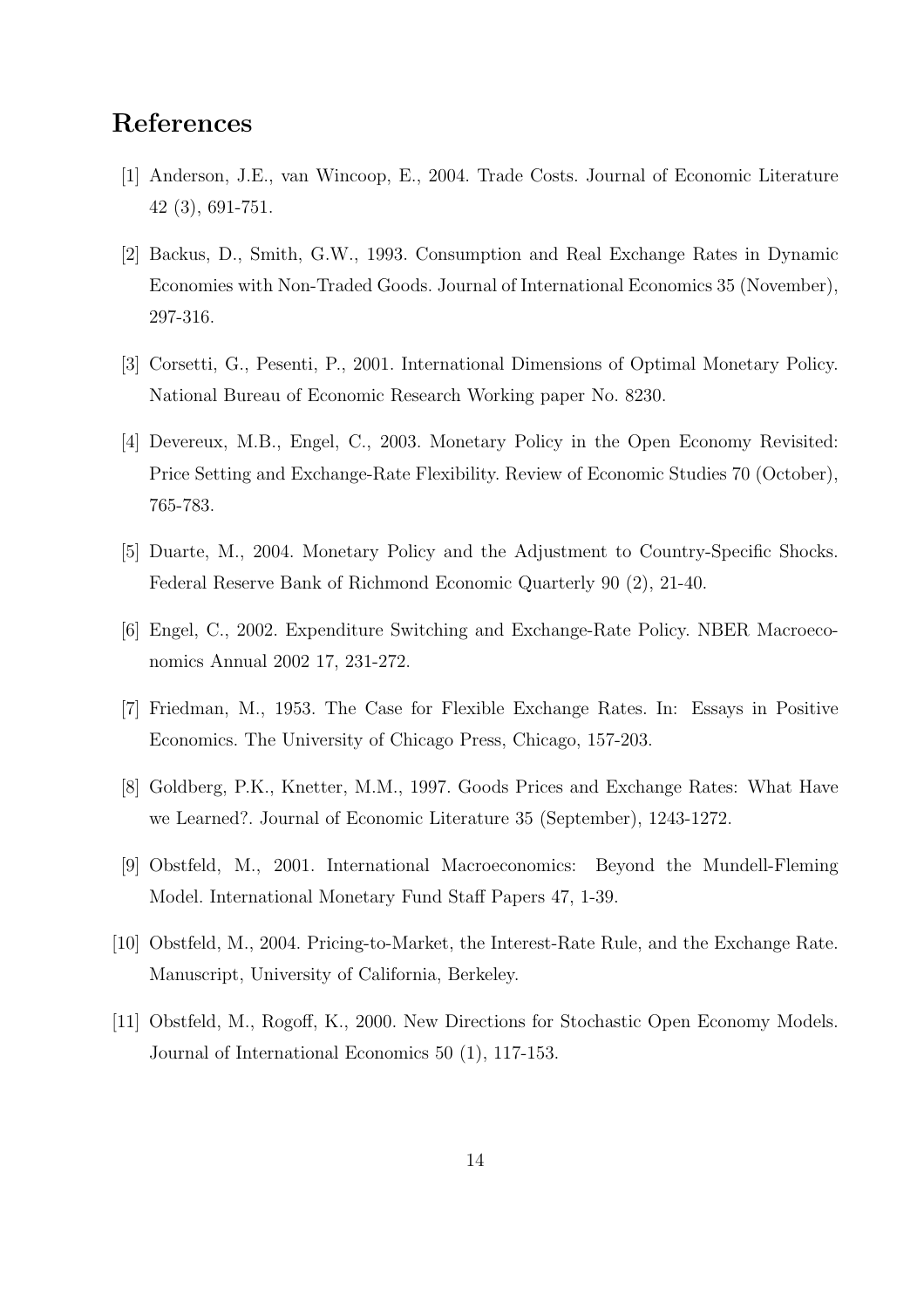# References

[1] Anderson, J.E., van Wincoop, E., 2004. Trade Costs. Journal of Economic Literature 42 (3), 691-751.

[2] Backus, D., Smith, G.W., 1993. Consumption and Real Exchange Rates in Dynamic Economies with Non-Traded Goods. Journal of International Economics 35 (November), 297-316.

[3] Corsetti, G., Pesenti, P., 2001. International Dimensions of Optimal Monetary Policy. National Bureau of Economic Research Working paper No. 8230.

[4] Devereux, M.B., Engel, C., 2003. Monetary Policy in the Open Economy Revisited: Price Setting and Exchange-Rate Flexibility. Review of Economic Studies 70 (October), 765-783.

[5] Duarte, M., 2004. Monetary Policy and the Adjustment to Country-Specific Shocks. Federal Reserve Bank of Richmond Economic Quarterly 90 (2), 21-40.

[6] Engel, C., 2002. Expenditure Switching and Exchange-Rate Policy. NBER Macroeconomics Annual 2002 17, 231-272.

[7] Friedman, M., 1953. The Case for Flexible Exchange Rates. In: Essays in Positive Economics. The University of Chicago Press, Chicago, 157-203.

[8] Goldberg, P.K., Knetter, M.M., 1997. Goods Prices and Exchange Rates: What Have we Learned?. Journal of Economic Literature 35 (September), 1243-1272.

[9] Obstfeld, M., 2001. International Macroeconomics: Beyond the Mundell-Fleming Model. International Monetary Fund Staff Papers 47, 1-39.

[10] Obstfeld, M., 2004. Pricing-to-Market, the Interest-Rate Rule, and the Exchange Rate. Manuscript, University of California, Berkeley.

[11] Obstfeld, M., Rogoff, K., 2000. New Directions for Stochastic Open Economy Models. Journal of International Economics 50 (1), 117-153.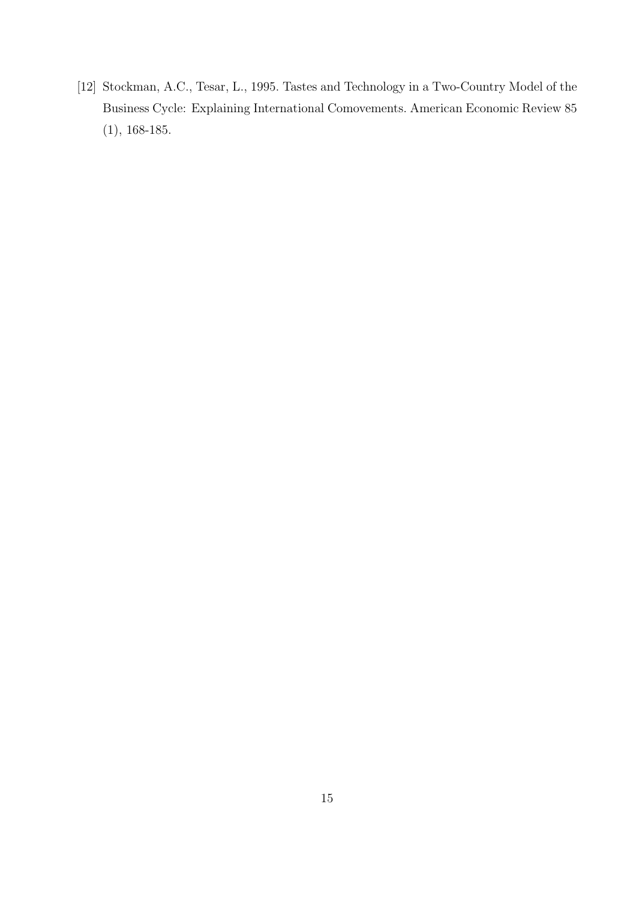[12] Stockman, A.C., Tesar, L., 1995. Tastes and Technology in a Two-Country Model of the Business Cycle: Explaining International Comovements. American Economic Review 85 (1), 168-185.